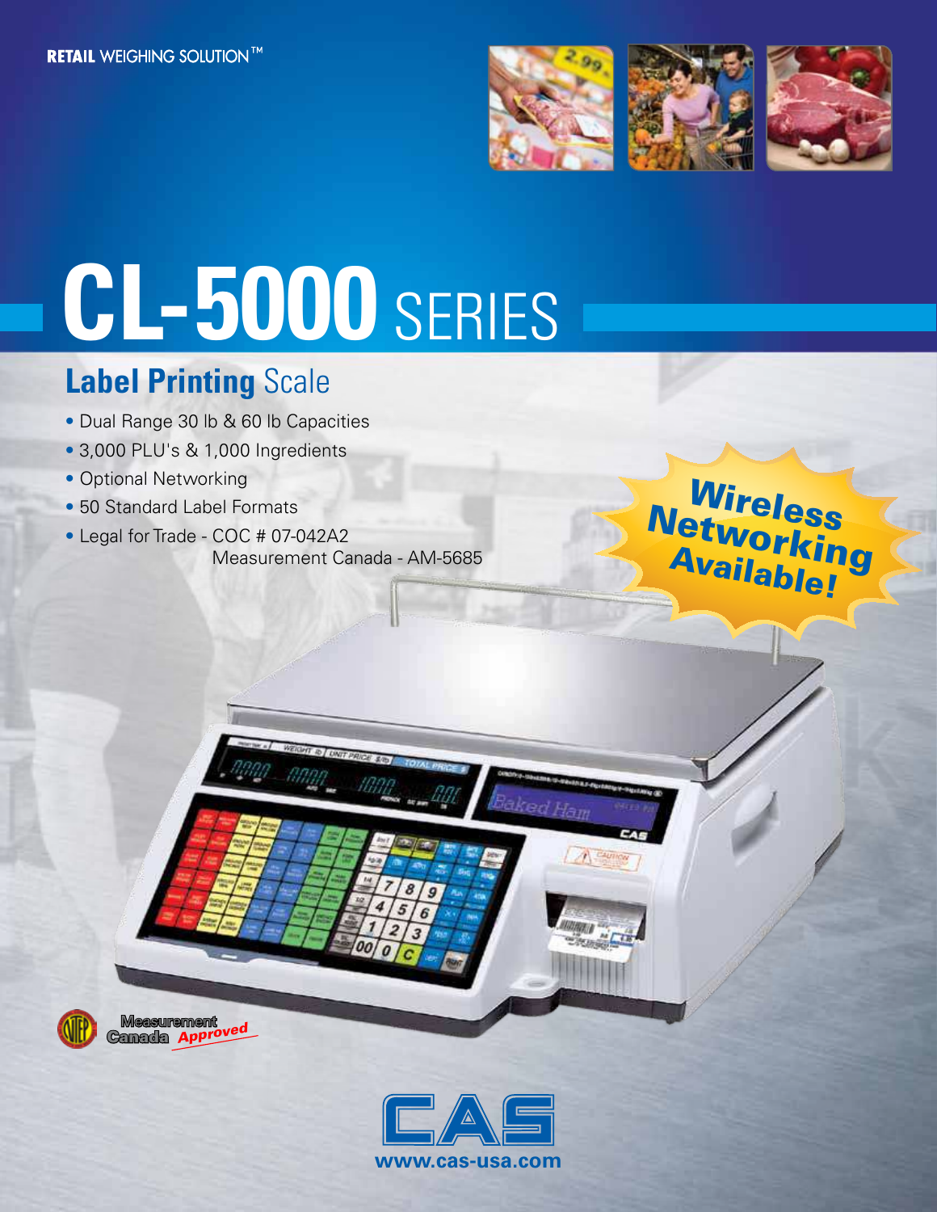RETAIL WEIGHING SOLUTION™

# CL-5000 SERIES

## Label Printing Scale

- Dual Range 30 lb & 60 lb Capacities
- 3,000 PLU's & 1,000 Ingredients
- Optional Networking
- 50 Standard Label Formats
- Legal for Trade - COC # 07-042A2
  Measurement Canada - AM-5685

**Wireless Networking Available!**

Measurement Canada Approved

CAS

www.cas-usa.com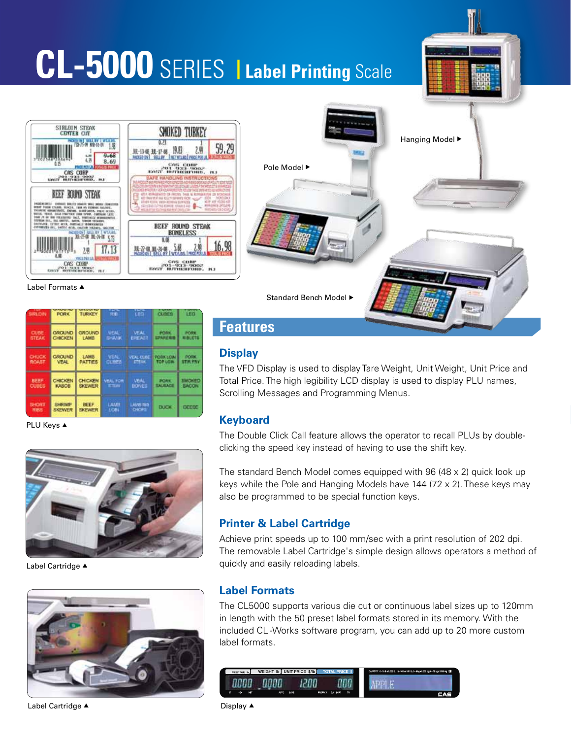# CL-5000 SERIES | Label Printing Scale

Label Formats ▲

Hanging Model ▶

Pole Model ▶

Standard Bench Model ▶

PLU Keys ▲

Label Cartridge ▲

Label Cartridge ▲

## Features

### Display

The VFD Display is used to display Tare Weight, Unit Weight, Unit Price and Total Price. The high legibility LCD display is used to display PLU names, Scrolling Messages and Programming Menus.

### Keyboard

The Double Click Call feature allows the operator to recall PLUs by double-clicking the speed key instead of having to use the shift key.

The standard Bench Model comes equipped with 96 (48 x 2) quick look up keys while the Pole and Hanging Models have 144 (72 x 2). These keys may also be programmed to be special function keys.

### Printer & Label Cartridge

Achieve print speeds up to 100 mm/sec with a print resolution of 202 dpi. The removable Label Cartridge's simple design allows operators a method of quickly and easily reloading labels.

### Label Formats

The CL5000 supports various die cut or continuous label sizes up to 120mm in length with the 50 preset label formats stored in its memory. With the included CL-Works software program, you can add up to 20 more custom label formats.

Display ▲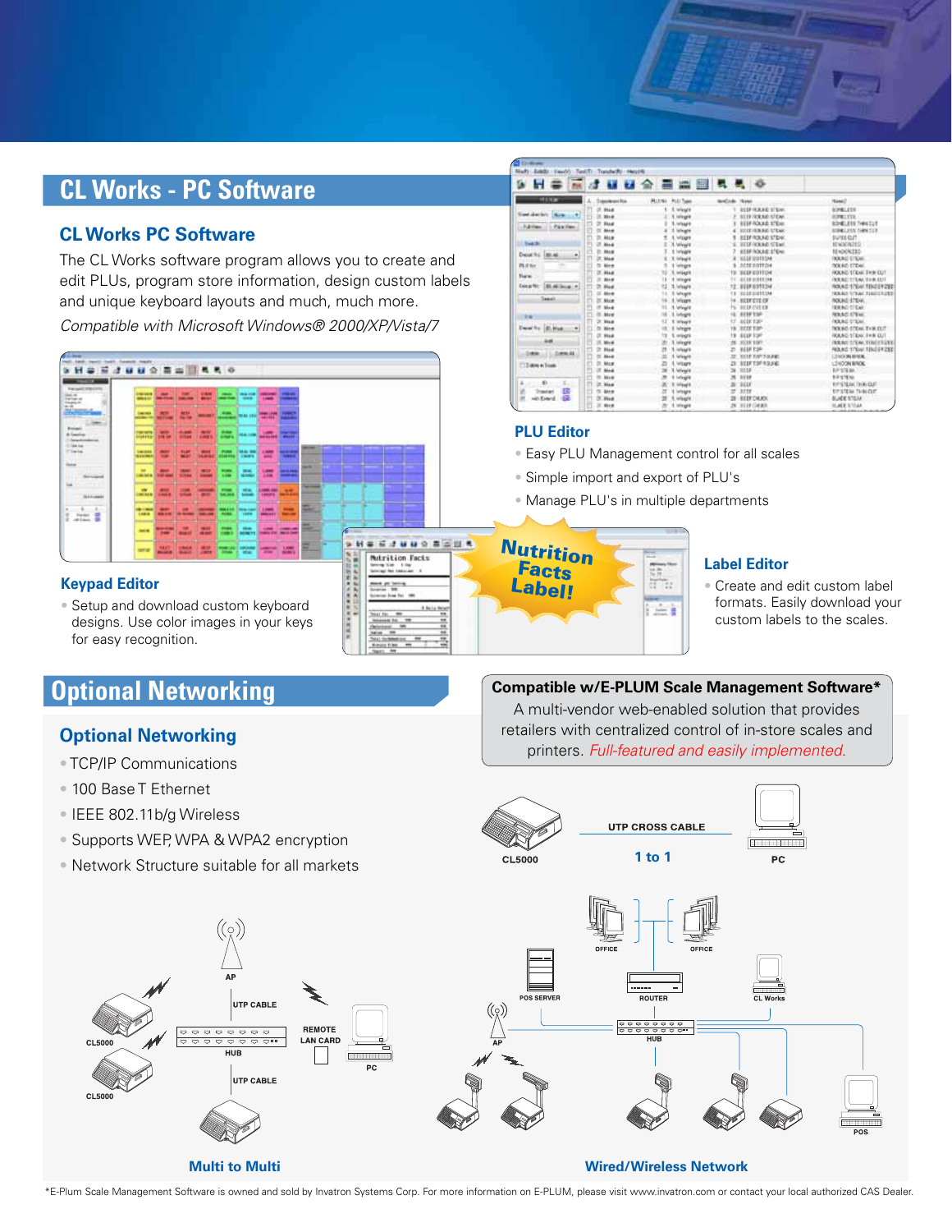# CL Works - PC Software

## CL Works PC Software

The CL Works software program allows you to create and edit PLUs, program store information, design custom labels and unique keyboard layouts and much, much more.

*Compatible with Microsoft Windows® 2000/XP/Vista/7*

### PLU Editor

- Easy PLU Management control for all scales
- Simple import and export of PLU's
- Manage PLU's in multiple departments

### Keypad Editor

- Setup and download custom keyboard designs. Use color images in your keys for easy recognition.

Nutrition Facts Label!

### Label Editor

- Create and edit custom label formats. Easily download your custom labels to the scales.

# Optional Networking

## Optional Networking

- TCP/IP Communications
- 100 Base T Ethernet
- IEEE 802.11b/g Wireless
- Supports WEP, WPA & WPA2 encryption
- Network Structure suitable for all markets

**Compatible w/E-PLUM Scale Management Software***

A multi-vendor web-enabled solution that provides retailers with centralized control of in-store scales and printers. *Full-featured and easily implemented.*

CL5000 — UTP CROSS CABLE — PC

1 to 1

AP, UTP CABLE, CL5000, HUB, REMOTE LAN CARD, PC, UTP CABLE, CL5000

**Multi to Multi**

OFFICE, OFFICE, POS SERVER, ROUTER, CL Works, AP, HUB, POS

**Wired/Wireless Network**

*E-Plum Scale Management Software is owned and sold by Invatron Systems Corp. For more information on E-PLUM, please visit www.invatron.com or contact your local authorized CAS Dealer.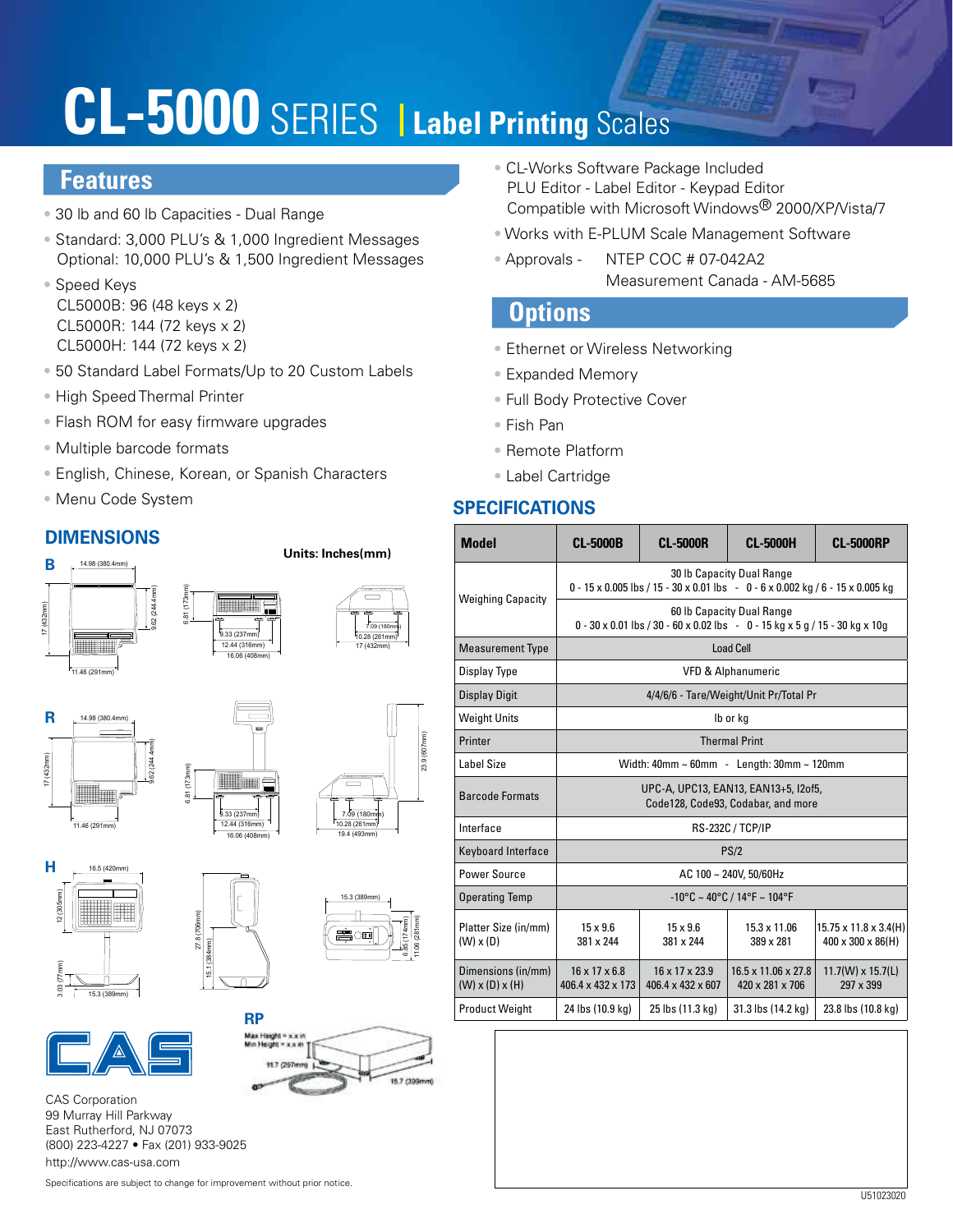# CL-5000 SERIES | Label Printing Scales

## Features

- 30 lb and 60 lb Capacities - Dual Range
- Standard: 3,000 PLU's & 1,000 Ingredient Messages
  Optional: 10,000 PLU's & 1,500 Ingredient Messages
- Speed Keys
  CL5000B: 96 (48 keys x 2)
  CL5000R: 144 (72 keys x 2)
  CL5000H: 144 (72 keys x 2)
- 50 Standard Label Formats/Up to 20 Custom Labels
- High Speed Thermal Printer
- Flash ROM for easy firmware upgrades
- Multiple barcode formats
- English, Chinese, Korean, or Spanish Characters
- Menu Code System
- CL-Works Software Package Included
  PLU Editor - Label Editor - Keypad Editor
  Compatible with Microsoft Windows® 2000/XP/Vista/7
- Works with E-PLUM Scale Management Software
- Approvals - NTEP COC # 07-042A2
  Measurement Canada - AM-5685

## Options

- Ethernet or Wireless Networking
- Expanded Memory
- Full Body Protective Cover
- Fish Pan
- Remote Platform
- Label Cartridge

## DIMENSIONS

Units: Inches(mm)

**B**

14.98 (380.4mm)
17 (432mm)
9.62 (244.4mm)
11.46 (291mm)
6.81 (173mm)
9.33 (237mm)
12.44 (316mm)
16.06 (408mm)
7.09 (180mm)
10.28 (261mm)
17 (432mm)

**R**

14.98 (380.4mm)
17 (432mm)
9.62 (244.4mm)
11.46 (291mm)
6.81 (173mm)
9.33 (237mm)
12.44 (316mm)
16.06 (408mm)
23.9 (607mm)
7.09 (180mm)
10.28 (261mm)
19.4 (493mm)

**H**

16.5 (420mm)
12 (305mm)
3.03 (77mm)
15.3 (389mm)
27.8 (706mm)
15.1 (384mm)
15.3 (389mm)
6.85 (174mm)
11.06 (281mm)

**RP**

Max Height = x.x in
Min Height = x.x in
11.7 (297mm)
15.7 (399mm)

CAS

CAS Corporation
99 Murray Hill Parkway
East Rutherford, NJ 07073
(800) 223-4227 • Fax (201) 933-9025
http://www.cas-usa.com

Specifications are subject to change for improvement without prior notice.

## SPECIFICATIONS

| Model | CL-5000B | CL-5000R | CL-5000H | CL-5000RP |
|---|---|---|---|---|
| Weighing Capacity | 30 lb Capacity Dual Range<br>0 - 15 x 0.005 lbs / 15 - 30 x 0.01 lbs - 0 - 6 x 0.002 kg / 6 - 15 x 0.005 kg<br>60 lb Capacity Dual Range<br>0 - 30 x 0.01 lbs / 30 - 60 x 0.02 lbs - 0 - 15 kg x 5 g / 15 - 30 kg x 10g | | | |
| Measurement Type | Load Cell | | | |
| Display Type | VFD & Alphanumeric | | | |
| Display Digit | 4/4/6/6 - Tare/Weight/Unit Pr/Total Pr | | | |
| Weight Units | lb or kg | | | |
| Printer | Thermal Print | | | |
| Label Size | Width: 40mm ~ 60mm - Length: 30mm ~ 120mm | | | |
| Barcode Formats | UPC-A, UPC13, EAN13, EAN13+5, I2of5, Code128, Code93, Codabar, and more | | | |
| Interface | RS-232C / TCP/IP | | | |
| Keyboard Interface | PS/2 | | | |
| Power Source | AC 100 ~ 240V, 50/60Hz | | | |
| Operating Temp | -10°C ~ 40°C / 14°F ~ 104°F | | | |
| Platter Size (in/mm) (W) x (D) | 15 x 9.6<br>381 x 244 | 15 x 9.6<br>381 x 244 | 15.3 x 11.06<br>389 x 281 | 15.75 x 11.8 x 3.4(H)<br>400 x 300 x 86(H) |
| Dimensions (in/mm) (W) x (D) x (H) | 16 x 17 x 6.8<br>406.4 x 432 x 173 | 16 x 17 x 23.9<br>406.4 x 432 x 607 | 16.5 x 11.06 x 27.8<br>420 x 281 x 706 | 11.7(W) x 15.7(L)<br>297 x 399 |
| Product Weight | 24 lbs (10.9 kg) | 25 lbs (11.3 kg) | 31.3 lbs (14.2 kg) | 23.8 lbs (10.8 kg) |

U51023020